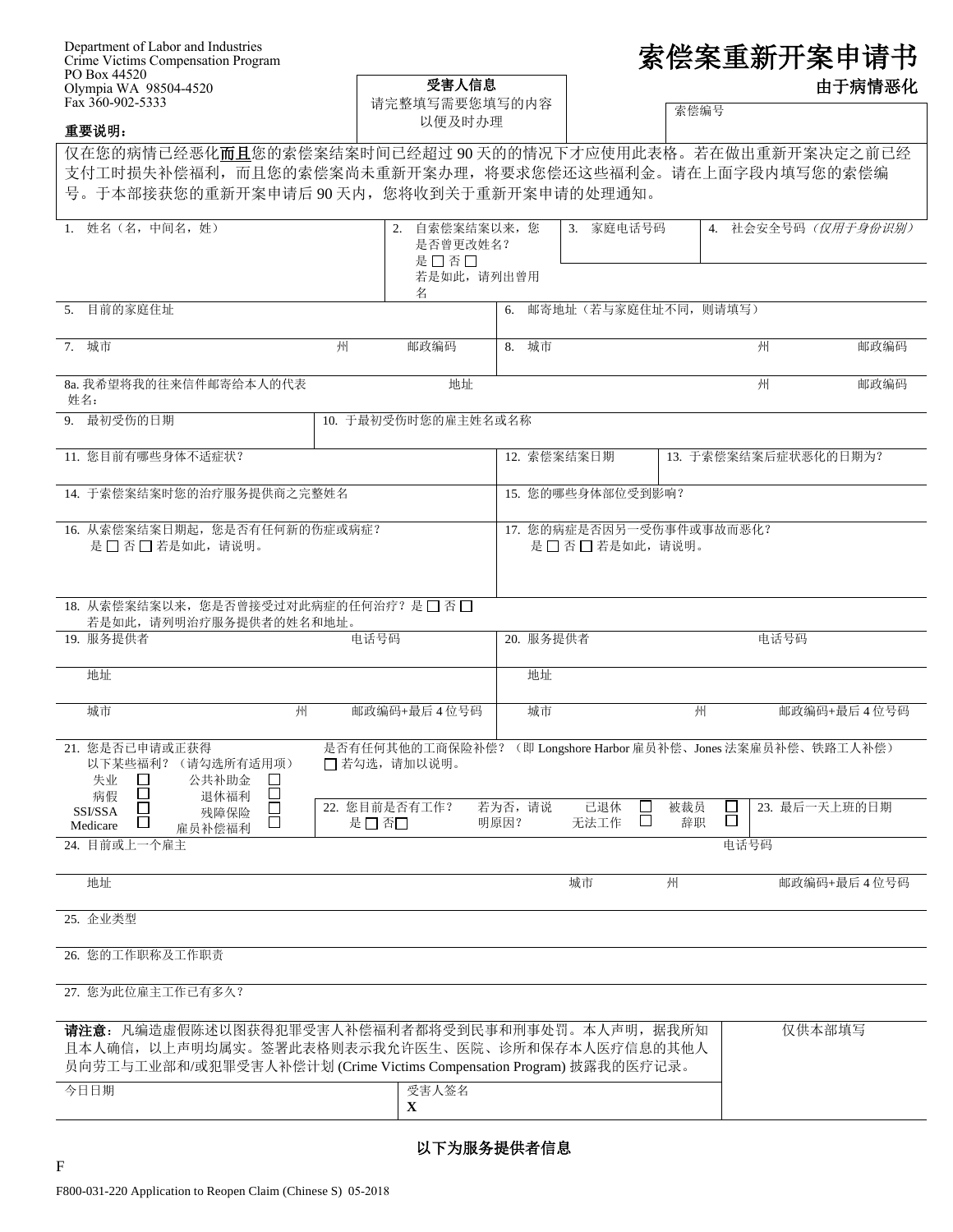Department of Labor and Industries
Crime Victims Compensation Program
PO Box 44520
Olympia WA 98504-4520
Fax 360-902-5333

# 索偿案重新开案申请书

**由于病情恶化**

**受害人信息**

请完整填写需要您填写的内容以便及时办理

索偿编号

**重要说明：**

仅在您的病情已经恶化**而且**您的索偿案结案时间已经超过 90 天的的情况下才应使用此表格。若在做出重新开案决定之前已经支付工时损失补偿福利，而且您的索偿案尚未重新开案办理，将要求您偿还这些福利金。请在上面字段内填写您的索偿编号。于本部接获您的重新开案申请后 90 天内，您将收到关于重新开案申请的处理通知。

| 1. 姓名（名，中间名，姓） | 2. 自索偿案结案以来，您是否曾更改姓名？ 是 ☐ 否 ☐ 若是如此，请列出曾用名 | 3. 家庭电话号码 | 4. 社会安全号码 *（仅用于身份识别）* |
|---|---|---|---|

| 5. 目前的家庭住址 | | | 6. 邮寄地址（若与家庭住址不同，则请填写） | | |
|---|---|---|---|---|---|
| 7. 城市 | 州 | 邮政编码 | 8. 城市 | 州 | 邮政编码 |
| 8a. 我希望将我的往来信件邮寄给本人的代表 姓名： | 地址 | | | 州 | 邮政编码 |

| 9. 最初受伤的日期 | 10. 于最初受伤时您的雇主姓名或名称 |
|---|---|

| 11. 您目前有哪些身体不适症状？ | 12. 索偿案结案日期 | 13. 于索偿案结案后症状恶化的日期为？ |
|---|---|---|
| 14. 于索偿案结案时您的治疗服务提供商之完整姓名 | 15. 您的哪些身体部位受到影响？ | |
| 16. 从索偿案结案日期起，您是否有任何新的伤症或病症？ 是 ☐ 否 ☐ 若是如此，请说明。 | 17. 您的病症是否因另一受伤事件或事故而恶化？ 是 ☐ 否 ☐ 若是如此，请说明。 | |

18. 从索偿案结案以来，您是否曾接受过对此病症的任何治疗？是 ☐ 否 ☐
若是如此，请列明治疗服务提供者的姓名和地址。

| 19. 服务提供者 | | 电话号码 | 20. 服务提供者 | | 电话号码 |
|---|---|---|---|---|---|
| 地址 | | | 地址 | | |
| 城市 | 州 | 邮政编码+最后 4 位号码 | 城市 | 州 | 邮政编码+最后 4 位号码 |

21. 您是否已申请或正获得以下某些福利？（请勾选所有适用项）
失业 ☐　公共补助金 ☐
病假 ☐　退休福利 ☐
SSI/SSA ☐　残障保险 ☐
Medicare ☐　雇员补偿福利 ☐

是否有任何其他的工商保险补偿？（即 Longshore Harbor 雇员补偿、Jones 法案雇员补偿、铁路工人补偿）
☐ 若勾选，请加以说明。

| 22. 您目前是否有工作？ 是 ☐ 否 ☐ | 若为否，请说明原因？ 已退休 ☐ 被裁员 ☐ 无法工作 ☐ 辞职 ☐ | 23. 最后一天上班的日期 |
|---|---|---|

| 24. 目前或上一个雇主 | | | 电话号码 |
|---|---|---|---|
| 地址 | 城市 | 州 | 邮政编码+最后 4 位号码 |

25. 企业类型

26. 您的工作职称及工作职责

27. 您为此位雇主工作已有多久？

**请注意**：凡编造虚假陈述以图获得犯罪受害人补偿福利者都将受到民事和刑事处罚。本人声明，据我所知且本人确信，以上声明均属实。签署此表格则表示我允许医生、医院、诊所和保存本人医疗信息的其他人员向劳工与工业部和/或犯罪受害人补偿计划 (Crime Victims Compensation Program) 披露我的医疗记录。

| 今日日期 | 受害人签名 **X** | 仅供本部填写 |
|---|---|---|

**以下为服务提供者信息**

F

F800-031-220 Application to Reopen Claim (Chinese S) 05-2018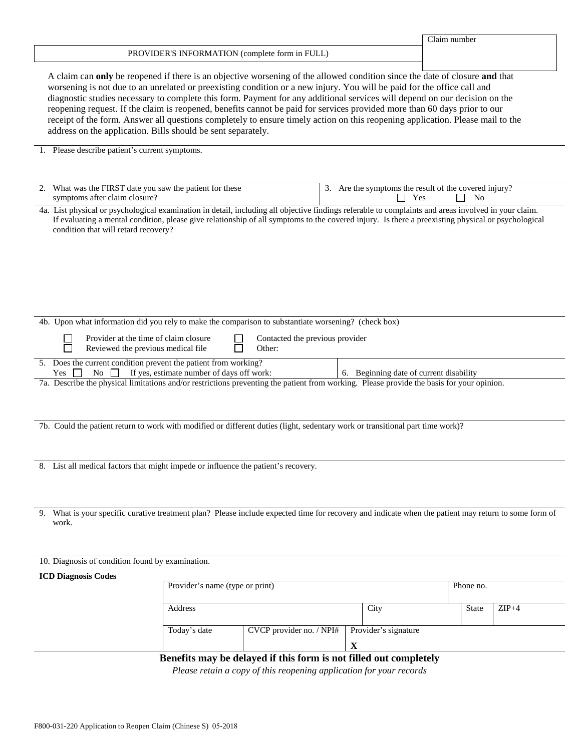| Claim number |
| --- |
| |

## PROVIDER'S INFORMATION (complete form in FULL)

A claim can **only** be reopened if there is an objective worsening of the allowed condition since the date of closure **and** that worsening is not due to an unrelated or preexisting condition or a new injury. You will be paid for the office call and diagnostic studies necessary to complete this form. Payment for any additional services will depend on our decision on the reopening request. If the claim is reopened, benefits cannot be paid for services provided more than 60 days prior to our receipt of the form. Answer all questions completely to ensure timely action on this reopening application. Please mail to the address on the application. Bills should be sent separately.

1. Please describe patient's current symptoms.

2. What was the FIRST date you saw the patient for these symptoms after claim closure?

3. Are the symptoms the result of the covered injury? ☐ Yes ☐ No

4a. List physical or psychological examination in detail, including all objective findings referable to complaints and areas involved in your claim. If evaluating a mental condition, please give relationship of all symptoms to the covered injury. Is there a preexisting physical or psychological condition that will retard recovery?

4b. Upon what information did you rely to make the comparison to substantiate worsening? (check box)

☐ Provider at the time of claim closure ☐ Contacted the previous provider
☐ Reviewed the previous medical file ☐ Other:

5. Does the current condition prevent the patient from working?
Yes ☐ No ☐ If yes, estimate number of days off work:

6. Beginning date of current disability

7a. Describe the physical limitations and/or restrictions preventing the patient from working. Please provide the basis for your opinion.

7b. Could the patient return to work with modified or different duties (light, sedentary work or transitional part time work)?

8. List all medical factors that might impede or influence the patient's recovery.

9. What is your specific curative treatment plan? Please include expected time for recovery and indicate when the patient may return to some form of work.

10. Diagnosis of condition found by examination.

**ICD Diagnosis Codes**

| Provider's name (type or print) | | | | Phone no. | |
| --- | --- | --- | --- | --- | --- |
| Address | | | City | State | ZIP+4 |
| Today's date | CVCP provider no. / NPI# | Provider's signature<br>X | | | |

**Benefits may be delayed if this form is not filled out completely**

*Please retain a copy of this reopening application for your records*

F800-031-220 Application to Reopen Claim (Chinese S) 05-2018